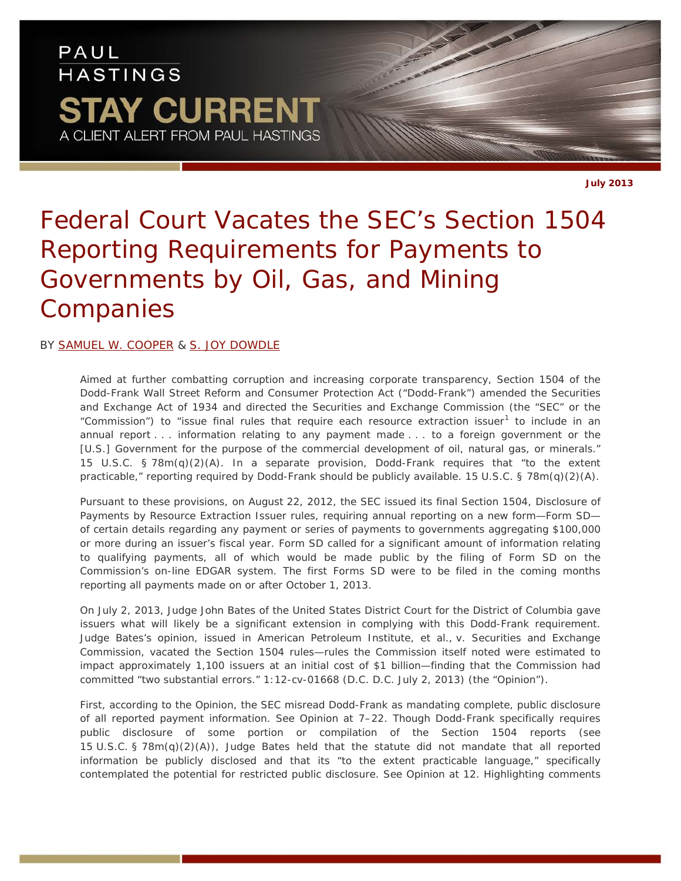PAUL HASTINGS

STAY CURRENT

A CLIENT ALERT FROM PAUL HASTINGS

July 2013

# Federal Court Vacates the SEC's Section 1504 Reporting Requirements for Payments to Governments by Oil, Gas, and Mining Companies

BY [SAMUEL W. COOPER](#) & [S. JOY DOWDLE](#)

Aimed at further combatting corruption and increasing corporate transparency, Section 1504 of the Dodd-Frank Wall Street Reform and Consumer Protection Act ("Dodd-Frank") amended the Securities and Exchange Act of 1934 and directed the Securities and Exchange Commission (the "SEC" or the "Commission") to "issue final rules that require each resource extraction issuer[1] to include in an annual report . . . information relating to any payment made . . . to a foreign government or the [U.S.] Government for the purpose of the commercial development of oil, natural gas, or minerals." 15 U.S.C. § 78m(q)(2)(A). In a separate provision, Dodd-Frank requires that "to the extent practicable," reporting required by Dodd-Frank should be publicly available. 15 U.S.C. § 78m(q)(2)(A).

Pursuant to these provisions, on August 22, 2012, the SEC issued its final Section 1504, Disclosure of Payments by Resource Extraction Issuer rules, requiring annual reporting on a new form—Form SD—of certain details regarding any payment or series of payments to governments aggregating $100,000 or more during an issuer's fiscal year. Form SD called for a significant amount of information relating to qualifying payments, all of which would be made public by the filing of Form SD on the Commission's on-line EDGAR system. The first Forms SD were to be filed in the coming months reporting all payments made on or after October 1, 2013.

On July 2, 2013, Judge John Bates of the United States District Court for the District of Columbia gave issuers what will likely be a significant extension in complying with this Dodd-Frank requirement. Judge Bates's opinion, issued in American Petroleum Institute, et al., v. Securities and Exchange Commission, vacated the Section 1504 rules—rules the Commission itself noted were estimated to impact approximately 1,100 issuers at an initial cost of $1 billion—finding that the Commission had committed "two substantial errors." 1:12-cv-01668 (D.C. D.C. July 2, 2013) (the "Opinion").

First, according to the Opinion, the SEC misread Dodd-Frank as mandating complete, public disclosure of all reported payment information. See Opinion at 7–22. Though Dodd-Frank specifically requires public disclosure of some portion or compilation of the Section 1504 reports (see 15 U.S.C. § 78m(q)(2)(A)), Judge Bates held that the statute did not mandate that all reported information be publicly disclosed and that its "to the extent practicable language," specifically contemplated the potential for restricted public disclosure. See Opinion at 12. Highlighting comments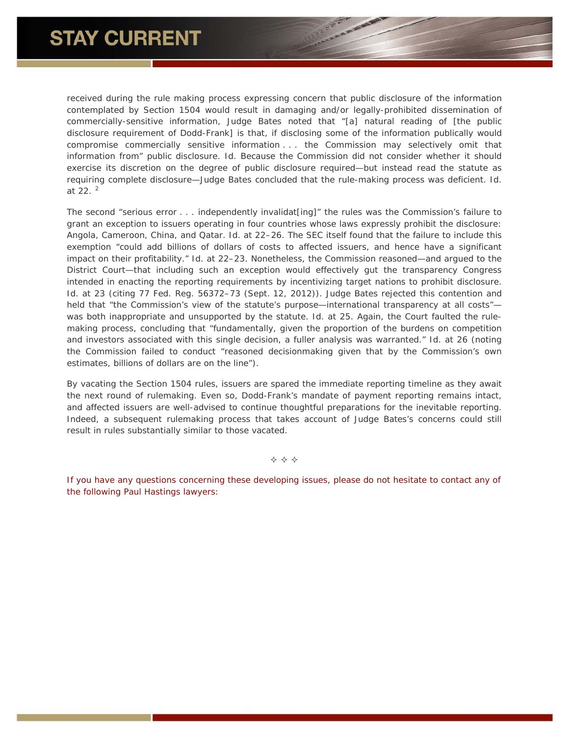received during the rule making process expressing concern that public disclosure of the information contemplated by Section 1504 would result in damaging and/or legally-prohibited dissemination of commercially-sensitive information, Judge Bates noted that "[a] natural reading of [the public disclosure requirement of Dodd-Frank] is that, if disclosing some of the information publically would compromise commercially sensitive information . . . the Commission may selectively omit that information from" public disclosure. *Id.* Because the Commission did not consider whether it should exercise its discretion on the degree of public disclosure required—but instead read the statute as requiring complete disclosure—Judge Bates concluded that the rule-making process was deficient. *Id.* at 22. [2]

The second "serious error . . . independently invalidat[ing]" the rules was the Commission's failure to grant an exception to issuers operating in four countries whose laws expressly prohibit the disclosure: Angola, Cameroon, China, and Qatar. *Id.* at 22–26. The SEC itself found that the failure to include this exemption "could add billions of dollars of costs to affected issuers, and hence have a significant impact on their profitability." *Id.* at 22–23. Nonetheless, the Commission reasoned—and argued to the District Court—that including such an exception would effectively gut the transparency Congress intended in enacting the reporting requirements by incentivizing target nations to prohibit disclosure. *Id.* at 23 (citing 77 Fed. Reg. 56372–73 (Sept. 12, 2012)). Judge Bates rejected this contention and held that "the Commission's view of the statute's purpose—international transparency at all costs"—was both inappropriate and unsupported by the statute. *Id.* at 25. Again, the Court faulted the rule-making process, concluding that "fundamentally, given the proportion of the burdens on competition and investors associated with this single decision, a fuller analysis was warranted." *Id.* at 26 (noting the Commission failed to conduct "reasoned decisionmaking given that by the Commission's own estimates, billions of dollars are on the line").

By vacating the Section 1504 rules, issuers are spared the immediate reporting timeline as they await the next round of rulemaking. Even so, Dodd-Frank's mandate of payment reporting remains intact, and affected issuers are well-advised to continue thoughtful preparations for the inevitable reporting. Indeed, a subsequent rulemaking process that takes account of Judge Bates's concerns could still result in rules substantially similar to those vacated.

✧ ✧ ✧

If you have any questions concerning these developing issues, please do not hesitate to contact any of the following Paul Hastings lawyers: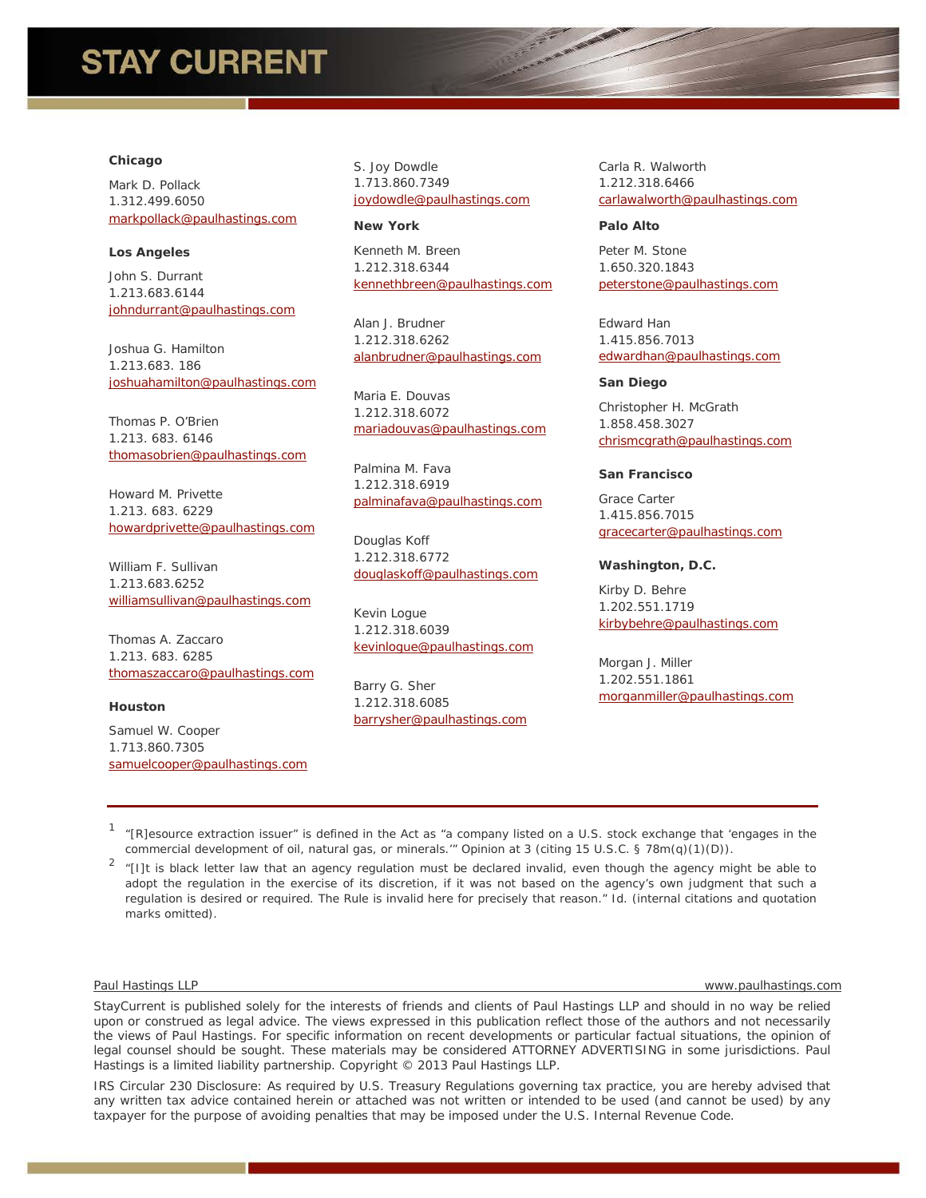**Chicago**

Mark D. Pollack
1.312.499.6050
markpollack@paulhastings.com

**Los Angeles**

John S. Durrant
1.213.683.6144
johndurrant@paulhastings.com

Joshua G. Hamilton
1.213.683. 186
joshuahamilton@paulhastings.com

Thomas P. O'Brien
1.213. 683. 6146
thomasobrien@paulhastings.com

Howard M. Privette
1.213. 683. 6229
howardprivette@paulhastings.com

William F. Sullivan
1.213.683.6252
williamsullivan@paulhastings.com

Thomas A. Zaccaro
1.213. 683. 6285
thomaszaccaro@paulhastings.com

**Houston**

Samuel W. Cooper
1.713.860.7305
samuelcooper@paulhastings.com

S. Joy Dowdle
1.713.860.7349
joydowdle@paulhastings.com

**New York**

Kenneth M. Breen
1.212.318.6344
kennethbreen@paulhastings.com

Alan J. Brudner
1.212.318.6262
alanbrudner@paulhastings.com

Maria E. Douvas
1.212.318.6072
mariadouvas@paulhastings.com

Palmina M. Fava
1.212.318.6919
palminafava@paulhastings.com

Douglas Koff
1.212.318.6772
douglaskoff@paulhastings.com

Kevin Logue
1.212.318.6039
kevinlogue@paulhastings.com

Barry G. Sher
1.212.318.6085
barrysher@paulhastings.com

Carla R. Walworth
1.212.318.6466
carlawalworth@paulhastings.com

**Palo Alto**

Peter M. Stone
1.650.320.1843
peterstone@paulhastings.com

Edward Han
1.415.856.7013
edwardhan@paulhastings.com

**San Diego**

Christopher H. McGrath
1.858.458.3027
chrismcgrath@paulhastings.com

**San Francisco**

Grace Carter
1.415.856.7015
gracecarter@paulhastings.com

**Washington, D.C.**

Kirby D. Behre
1.202.551.1719
kirbybehre@paulhastings.com

Morgan J. Miller
1.202.551.1861
morganmiller@paulhastings.com

---

[1] "[R]esource extraction issuer" is defined in the Act as "a company listed on a U.S. stock exchange that 'engages in the commercial development of oil, natural gas, or minerals.'" Opinion at 3 (citing 15 U.S.C. § 78m(q)(1)(D)).

[2] "[I]t is black letter law that an agency regulation must be declared invalid, even though the agency might be able to adopt the regulation in the exercise of its discretion, if it was not based on the agency's own judgment that such a regulation is desired or required. The Rule is invalid here for precisely that reason." Id. (internal citations and quotation marks omitted).

Paul Hastings LLP www.paulhastings.com

StayCurrent is published solely for the interests of friends and clients of Paul Hastings LLP and should in no way be relied upon or construed as legal advice. The views expressed in this publication reflect those of the authors and not necessarily the views of Paul Hastings. For specific information on recent developments or particular factual situations, the opinion of legal counsel should be sought. These materials may be considered ATTORNEY ADVERTISING in some jurisdictions. Paul Hastings is a limited liability partnership. Copyright © 2013 Paul Hastings LLP.

IRS Circular 230 Disclosure: As required by U.S. Treasury Regulations governing tax practice, you are hereby advised that any written tax advice contained herein or attached was not written or intended to be used (and cannot be used) by any taxpayer for the purpose of avoiding penalties that may be imposed under the U.S. Internal Revenue Code.